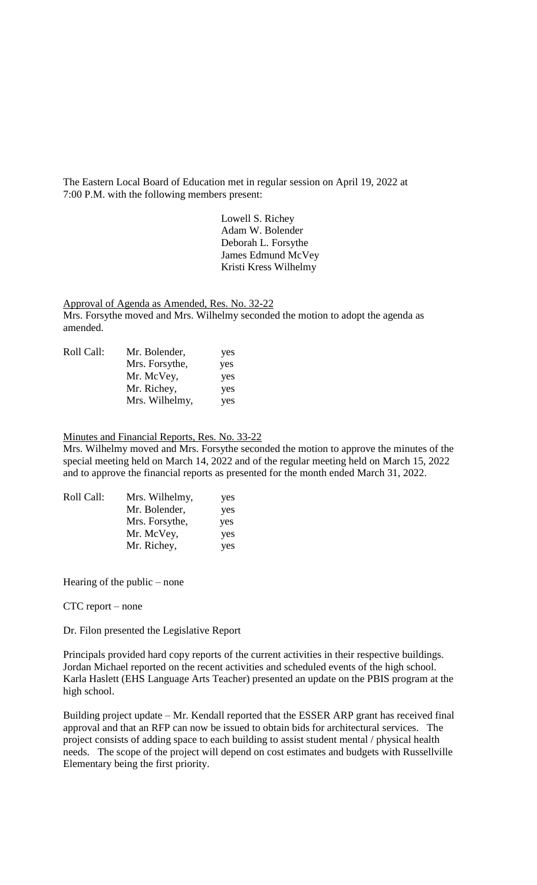The Eastern Local Board of Education met in regular session on April 19, 2022 at 7:00 P.M. with the following members present:

Lowell S. Richey
Adam W. Bolender
Deborah L. Forsythe
James Edmund McVey
Kristi Kress Wilhelmy

Approval of Agenda as Amended, Res. No. 32-22

Mrs. Forsythe moved and Mrs. Wilhelmy seconded the motion to adopt the agenda as amended.

| Roll Call: | Mr. Bolender, | yes |
|---|---|---|
| | Mrs. Forsythe, | yes |
| | Mr. McVey, | yes |
| | Mr. Richey, | yes |
| | Mrs. Wilhelmy, | yes |

Minutes and Financial Reports, Res. No. 33-22

Mrs. Wilhelmy moved and Mrs. Forsythe seconded the motion to approve the minutes of the special meeting held on March 14, 2022 and of the regular meeting held on March 15, 2022 and to approve the financial reports as presented for the month ended March 31, 2022.

| Roll Call: | Mrs. Wilhelmy, | yes |
|---|---|---|
| | Mr. Bolender, | yes |
| | Mrs. Forsythe, | yes |
| | Mr. McVey, | yes |
| | Mr. Richey, | yes |

Hearing of the public – none

CTC report – none

Dr. Filon presented the Legislative Report

Principals provided hard copy reports of the current activities in their respective buildings. Jordan Michael reported on the recent activities and scheduled events of the high school. Karla Haslett (EHS Language Arts Teacher) presented an update on the PBIS program at the high school.

Building project update – Mr. Kendall reported that the ESSER ARP grant has received final approval and that an RFP can now be issued to obtain bids for architectural services. The project consists of adding space to each building to assist student mental / physical health needs. The scope of the project will depend on cost estimates and budgets with Russellville Elementary being the first priority.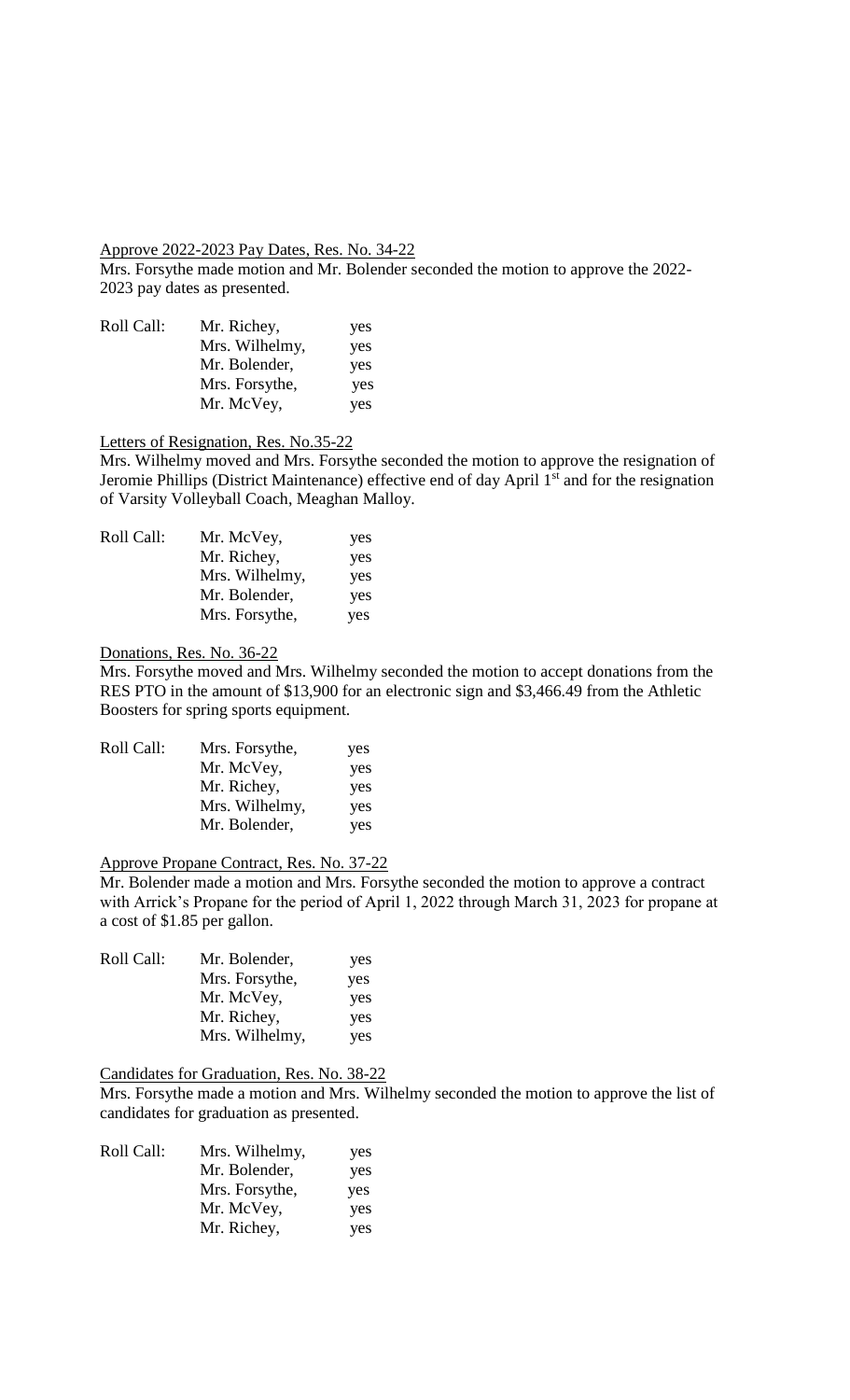Approve 2022-2023 Pay Dates, Res. No. 34-22

Mrs. Forsythe made motion and Mr. Bolender seconded the motion to approve the 2022-2023 pay dates as presented.

| Roll Call: | Mr. Richey, | yes |
|---|---|---|
| | Mrs. Wilhelmy, | yes |
| | Mr. Bolender, | yes |
| | Mrs. Forsythe, | yes |
| | Mr. McVey, | yes |

Letters of Resignation, Res. No.35-22

Mrs. Wilhelmy moved and Mrs. Forsythe seconded the motion to approve the resignation of Jeromie Phillips (District Maintenance) effective end of day April 1st and for the resignation of Varsity Volleyball Coach, Meaghan Malloy.

| Roll Call: | Mr. McVey, | yes |
|---|---|---|
| | Mr. Richey, | yes |
| | Mrs. Wilhelmy, | yes |
| | Mr. Bolender, | yes |
| | Mrs. Forsythe, | yes |

Donations, Res. No. 36-22

Mrs. Forsythe moved and Mrs. Wilhelmy seconded the motion to accept donations from the RES PTO in the amount of $13,900 for an electronic sign and $3,466.49 from the Athletic Boosters for spring sports equipment.

| Roll Call: | Mrs. Forsythe, | yes |
|---|---|---|
| | Mr. McVey, | yes |
| | Mr. Richey, | yes |
| | Mrs. Wilhelmy, | yes |
| | Mr. Bolender, | yes |

Approve Propane Contract, Res. No. 37-22

Mr. Bolender made a motion and Mrs. Forsythe seconded the motion to approve a contract with Arrick's Propane for the period of April 1, 2022 through March 31, 2023 for propane at a cost of $1.85 per gallon.

| Roll Call: | Mr. Bolender, | yes |
|---|---|---|
| | Mrs. Forsythe, | yes |
| | Mr. McVey, | yes |
| | Mr. Richey, | yes |
| | Mrs. Wilhelmy, | yes |

Candidates for Graduation, Res. No. 38-22

Mrs. Forsythe made a motion and Mrs. Wilhelmy seconded the motion to approve the list of candidates for graduation as presented.

| Roll Call: | Mrs. Wilhelmy, | yes |
|---|---|---|
| | Mr. Bolender, | yes |
| | Mrs. Forsythe, | yes |
| | Mr. McVey, | yes |
| | Mr. Richey, | yes |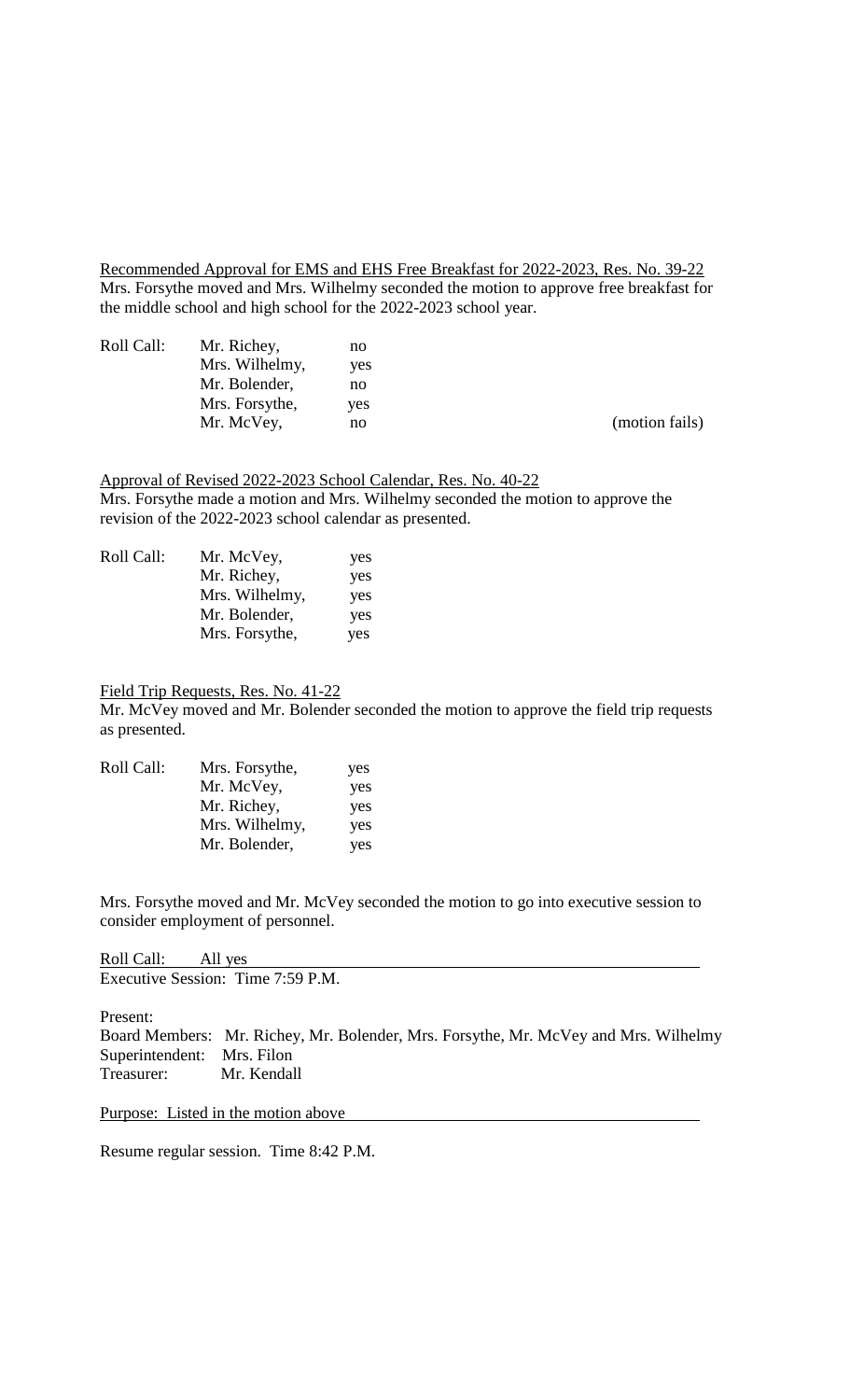Recommended Approval for EMS and EHS Free Breakfast for 2022-2023, Res. No. 39-22
Mrs. Forsythe moved and Mrs. Wilhelmy seconded the motion to approve free breakfast for the middle school and high school for the 2022-2023 school year.

| Roll Call: | Mr. Richey, | no | |
|---|---|---|---|
| | Mrs. Wilhelmy, | yes | |
| | Mr. Bolender, | no | |
| | Mrs. Forsythe, | yes | |
| | Mr. McVey, | no | (motion fails) |

Approval of Revised 2022-2023 School Calendar, Res. No. 40-22
Mrs. Forsythe made a motion and Mrs. Wilhelmy seconded the motion to approve the revision of the 2022-2023 school calendar as presented.

| Roll Call: | Mr. McVey, | yes |
|---|---|---|
| | Mr. Richey, | yes |
| | Mrs. Wilhelmy, | yes |
| | Mr. Bolender, | yes |
| | Mrs. Forsythe, | yes |

Field Trip Requests, Res. No. 41-22
Mr. McVey moved and Mr. Bolender seconded the motion to approve the field trip requests as presented.

| Roll Call: | Mrs. Forsythe, | yes |
|---|---|---|
| | Mr. McVey, | yes |
| | Mr. Richey, | yes |
| | Mrs. Wilhelmy, | yes |
| | Mr. Bolender, | yes |

Mrs. Forsythe moved and Mr. McVey seconded the motion to go into executive session to consider employment of personnel.

Roll Call: All yes
Executive Session: Time 7:59 P.M.

Present:
Board Members: Mr. Richey, Mr. Bolender, Mrs. Forsythe, Mr. McVey and Mrs. Wilhelmy
Superintendent: Mrs. Filon
Treasurer: Mr. Kendall

Purpose: Listed in the motion above

Resume regular session. Time 8:42 P.M.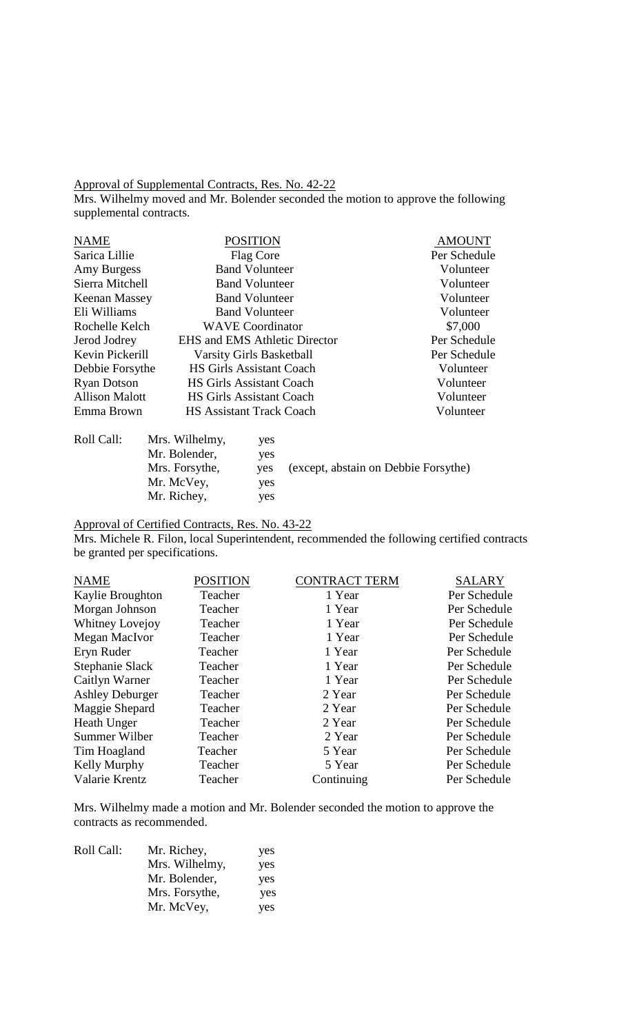Approval of Supplemental Contracts, Res. No. 42-22

Mrs. Wilhelmy moved and Mr. Bolender seconded the motion to approve the following supplemental contracts.

| NAME | POSITION | AMOUNT |
|---|---|---|
| Sarica Lillie | Flag Core | Per Schedule |
| Amy Burgess | Band Volunteer | Volunteer |
| Sierra Mitchell | Band Volunteer | Volunteer |
| Keenan Massey | Band Volunteer | Volunteer |
| Eli Williams | Band Volunteer | Volunteer |
| Rochelle Kelch | WAVE Coordinator | $7,000 |
| Jerod Jodrey | EHS and EMS Athletic Director | Per Schedule |
| Kevin Pickerill | Varsity Girls Basketball | Per Schedule |
| Debbie Forsythe | HS Girls Assistant Coach | Volunteer |
| Ryan Dotson | HS Girls Assistant Coach | Volunteer |
| Allison Malott | HS Girls Assistant Coach | Volunteer |
| Emma Brown | HS Assistant Track Coach | Volunteer |

Roll Call:
Mrs. Wilhelmy, yes
Mr. Bolender, yes
Mrs. Forsythe, yes (except, abstain on Debbie Forsythe)
Mr. McVey, yes
Mr. Richey, yes

Approval of Certified Contracts, Res. No. 43-22

Mrs. Michele R. Filon, local Superintendent, recommended the following certified contracts be granted per specifications.

| NAME | POSITION | CONTRACT TERM | SALARY |
|---|---|---|---|
| Kaylie Broughton | Teacher | 1 Year | Per Schedule |
| Morgan Johnson | Teacher | 1 Year | Per Schedule |
| Whitney Lovejoy | Teacher | 1 Year | Per Schedule |
| Megan MacIvor | Teacher | 1 Year | Per Schedule |
| Eryn Ruder | Teacher | 1 Year | Per Schedule |
| Stephanie Slack | Teacher | 1 Year | Per Schedule |
| Caitlyn Warner | Teacher | 1 Year | Per Schedule |
| Ashley Deburger | Teacher | 2 Year | Per Schedule |
| Maggie Shepard | Teacher | 2 Year | Per Schedule |
| Heath Unger | Teacher | 2 Year | Per Schedule |
| Summer Wilber | Teacher | 2 Year | Per Schedule |
| Tim Hoagland | Teacher | 5 Year | Per Schedule |
| Kelly Murphy | Teacher | 5 Year | Per Schedule |
| Valarie Krentz | Teacher | Continuing | Per Schedule |

Mrs. Wilhelmy made a motion and Mr. Bolender seconded the motion to approve the contracts as recommended.

Roll Call:
Mr. Richey, yes
Mrs. Wilhelmy, yes
Mr. Bolender, yes
Mrs. Forsythe, yes
Mr. McVey, yes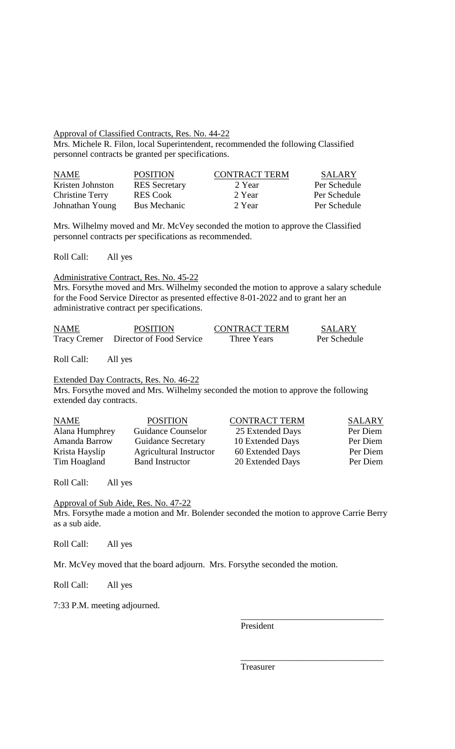Approval of Classified Contracts, Res. No. 44-22

Mrs. Michele R. Filon, local Superintendent, recommended the following Classified personnel contracts be granted per specifications.

| NAME | POSITION | CONTRACT TERM | SALARY |
|---|---|---|---|
| Kristen Johnston | RES Secretary | 2 Year | Per Schedule |
| Christine Terry | RES Cook | 2 Year | Per Schedule |
| Johnathan Young | Bus Mechanic | 2 Year | Per Schedule |

Mrs. Wilhelmy moved and Mr. McVey seconded the motion to approve the Classified personnel contracts per specifications as recommended.

Roll Call: All yes

Administrative Contract, Res. No. 45-22

Mrs. Forsythe moved and Mrs. Wilhelmy seconded the motion to approve a salary schedule for the Food Service Director as presented effective 8-01-2022 and to grant her an administrative contract per specifications.

| NAME | POSITION | CONTRACT TERM | SALARY |
|---|---|---|---|
| Tracy Cremer | Director of Food Service | Three Years | Per Schedule |

Roll Call: All yes

Extended Day Contracts, Res. No. 46-22

Mrs. Forsythe moved and Mrs. Wilhelmy seconded the motion to approve the following extended day contracts.

| NAME | POSITION | CONTRACT TERM | SALARY |
|---|---|---|---|
| Alana Humphrey | Guidance Counselor | 25 Extended Days | Per Diem |
| Amanda Barrow | Guidance Secretary | 10 Extended Days | Per Diem |
| Krista Hayslip | Agricultural Instructor | 60 Extended Days | Per Diem |
| Tim Hoagland | Band Instructor | 20 Extended Days | Per Diem |

Roll Call: All yes

Approval of Sub Aide, Res. No. 47-22

Mrs. Forsythe made a motion and Mr. Bolender seconded the motion to approve Carrie Berry as a sub aide.

Roll Call: All yes

Mr. McVey moved that the board adjourn. Mrs. Forsythe seconded the motion.

Roll Call: All yes

7:33 P.M. meeting adjourned.

\_\_\_\_\_\_\_\_\_\_\_\_\_\_\_\_\_\_\_\_\_\_\_\_\_\_\_\_\_\_\_\_

President

\_\_\_\_\_\_\_\_\_\_\_\_\_\_\_\_\_\_\_\_\_\_\_\_\_\_\_\_\_\_\_\_

Treasurer